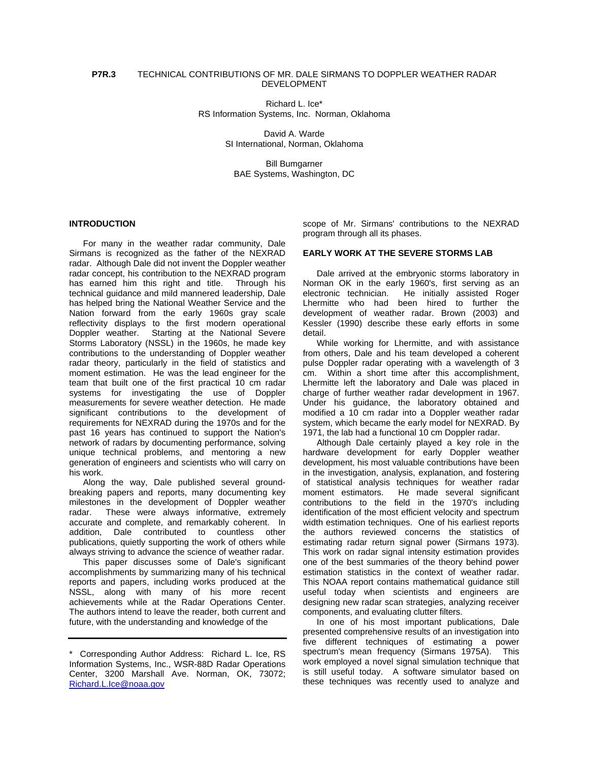**P7R.3** TECHNICAL CONTRIBUTIONS OF MR. DALE SIRMANS TO DOPPLER WEATHER RADAR DEVELOPMENT

Richard L. Ice*
RS Information Systems, Inc. Norman, Oklahoma

David A. Warde
SI International, Norman, Oklahoma

Bill Bumgarner
BAE Systems, Washington, DC

## INTRODUCTION

For many in the weather radar community, Dale Sirmans is recognized as the father of the NEXRAD radar. Although Dale did not invent the Doppler weather radar concept, his contribution to the NEXRAD program has earned him this right and title. Through his technical guidance and mild mannered leadership, Dale has helped bring the National Weather Service and the Nation forward from the early 1960s gray scale reflectivity displays to the first modern operational Doppler weather. Starting at the National Severe Storms Laboratory (NSSL) in the 1960s, he made key contributions to the understanding of Doppler weather radar theory, particularly in the field of statistics and moment estimation. He was the lead engineer for the team that built one of the first practical 10 cm radar systems for investigating the use of Doppler measurements for severe weather detection. He made significant contributions to the development of requirements for NEXRAD during the 1970s and for the past 16 years has continued to support the Nation's network of radars by documenting performance, solving unique technical problems, and mentoring a new generation of engineers and scientists who will carry on his work.

Along the way, Dale published several ground-breaking papers and reports, many documenting key milestones in the development of Doppler weather radar. These were always informative, extremely accurate and complete, and remarkably coherent. In addition, Dale contributed to countless other publications, quietly supporting the work of others while always striving to advance the science of weather radar.

This paper discusses some of Dale's significant accomplishments by summarizing many of his technical reports and papers, including works produced at the NSSL, along with many of his more recent achievements while at the Radar Operations Center. The authors intend to leave the reader, both current and future, with the understanding and knowledge of the scope of Mr. Sirmans' contributions to the NEXRAD program through all its phases.

## EARLY WORK AT THE SEVERE STORMS LAB

Dale arrived at the embryonic storms laboratory in Norman OK in the early 1960's, first serving as an electronic technician. He initially assisted Roger Lhermitte who had been hired to further the development of weather radar. Brown (2003) and Kessler (1990) describe these early efforts in some detail.

While working for Lhermitte, and with assistance from others, Dale and his team developed a coherent pulse Doppler radar operating with a wavelength of 3 cm. Within a short time after this accomplishment, Lhermitte left the laboratory and Dale was placed in charge of further weather radar development in 1967. Under his guidance, the laboratory obtained and modified a 10 cm radar into a Doppler weather radar system, which became the early model for NEXRAD. By 1971, the lab had a functional 10 cm Doppler radar.

Although Dale certainly played a key role in the hardware development for early Doppler weather development, his most valuable contributions have been in the investigation, analysis, explanation, and fostering of statistical analysis techniques for weather radar moment estimators. He made several significant contributions to the field in the 1970's including identification of the most efficient velocity and spectrum width estimation techniques. One of his earliest reports the authors reviewed concerns the statistics of estimating radar return signal power (Sirmans 1973). This work on radar signal intensity estimation provides one of the best summaries of the theory behind power estimation statistics in the context of weather radar. This NOAA report contains mathematical guidance still useful today when scientists and engineers are designing new radar scan strategies, analyzing receiver components, and evaluating clutter filters.

In one of his most important publications, Dale presented comprehensive results of an investigation into five different techniques of estimating a power spectrum's mean frequency (Sirmans 1975A). This work employed a novel signal simulation technique that is still useful today. A software simulator based on these techniques was recently used to analyze and

---

\* Corresponding Author Address: Richard L. Ice, RS Information Systems, Inc., WSR-88D Radar Operations Center, 3200 Marshall Ave. Norman, OK, 73072; Richard.L.Ice@noaa.gov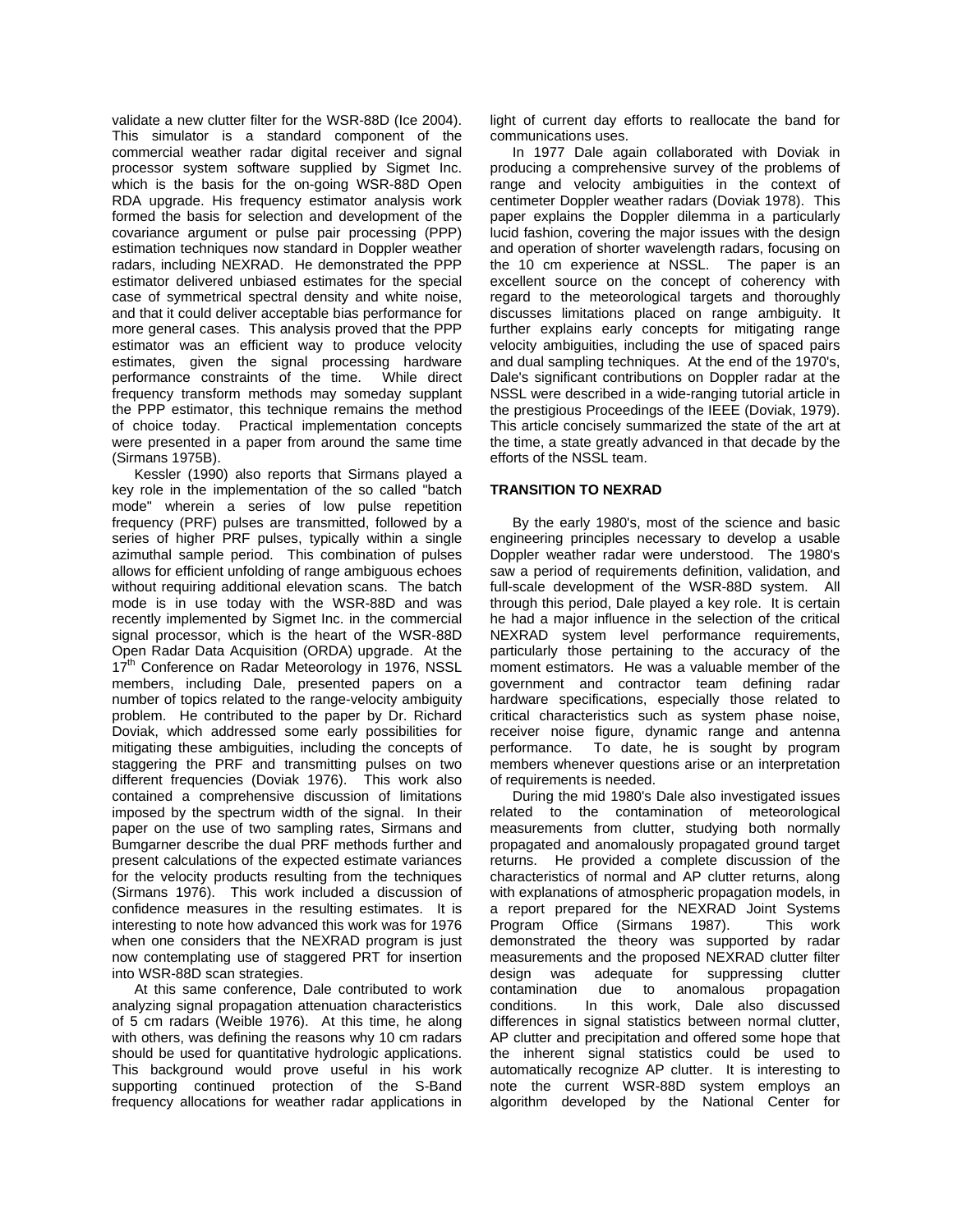validate a new clutter filter for the WSR-88D (Ice 2004). This simulator is a standard component of the commercial weather radar digital receiver and signal processor system software supplied by Sigmet Inc. which is the basis for the on-going WSR-88D Open RDA upgrade. His frequency estimator analysis work formed the basis for selection and development of the covariance argument or pulse pair processing (PPP) estimation techniques now standard in Doppler weather radars, including NEXRAD. He demonstrated the PPP estimator delivered unbiased estimates for the special case of symmetrical spectral density and white noise, and that it could deliver acceptable bias performance for more general cases. This analysis proved that the PPP estimator was an efficient way to produce velocity estimates, given the signal processing hardware performance constraints of the time. While direct frequency transform methods may someday supplant the PPP estimator, this technique remains the method of choice today. Practical implementation concepts were presented in a paper from around the same time (Sirmans 1975B).

Kessler (1990) also reports that Sirmans played a key role in the implementation of the so called "batch mode" wherein a series of low pulse repetition frequency (PRF) pulses are transmitted, followed by a series of higher PRF pulses, typically within a single azimuthal sample period. This combination of pulses allows for efficient unfolding of range ambiguous echoes without requiring additional elevation scans. The batch mode is in use today with the WSR-88D and was recently implemented by Sigmet Inc. in the commercial signal processor, which is the heart of the WSR-88D Open Radar Data Acquisition (ORDA) upgrade. At the 17th Conference on Radar Meteorology in 1976, NSSL members, including Dale, presented papers on a number of topics related to the range-velocity ambiguity problem. He contributed to the paper by Dr. Richard Doviak, which addressed some early possibilities for mitigating these ambiguities, including the concepts of staggering the PRF and transmitting pulses on two different frequencies (Doviak 1976). This work also contained a comprehensive discussion of limitations imposed by the spectrum width of the signal. In their paper on the use of two sampling rates, Sirmans and Bumgarner describe the dual PRF methods further and present calculations of the expected estimate variances for the velocity products resulting from the techniques (Sirmans 1976). This work included a discussion of confidence measures in the resulting estimates. It is interesting to note how advanced this work was for 1976 when one considers that the NEXRAD program is just now contemplating use of staggered PRT for insertion into WSR-88D scan strategies.

At this same conference, Dale contributed to work analyzing signal propagation attenuation characteristics of 5 cm radars (Weible 1976). At this time, he along with others, was defining the reasons why 10 cm radars should be used for quantitative hydrologic applications. This background would prove useful in his work supporting continued protection of the S-Band frequency allocations for weather radar applications in light of current day efforts to reallocate the band for communications uses.

In 1977 Dale again collaborated with Doviak in producing a comprehensive survey of the problems of range and velocity ambiguities in the context of centimeter Doppler weather radars (Doviak 1978). This paper explains the Doppler dilemma in a particularly lucid fashion, covering the major issues with the design and operation of shorter wavelength radars, focusing on the 10 cm experience at NSSL. The paper is an excellent source on the concept of coherency with regard to the meteorological targets and thoroughly discusses limitations placed on range ambiguity. It further explains early concepts for mitigating range velocity ambiguities, including the use of spaced pairs and dual sampling techniques. At the end of the 1970's, Dale's significant contributions on Doppler radar at the NSSL were described in a wide-ranging tutorial article in the prestigious Proceedings of the IEEE (Doviak, 1979). This article concisely summarized the state of the art at the time, a state greatly advanced in that decade by the efforts of the NSSL team.

## TRANSITION TO NEXRAD

By the early 1980's, most of the science and basic engineering principles necessary to develop a usable Doppler weather radar were understood. The 1980's saw a period of requirements definition, validation, and full-scale development of the WSR-88D system. All through this period, Dale played a key role. It is certain he had a major influence in the selection of the critical NEXRAD system level performance requirements, particularly those pertaining to the accuracy of the moment estimators. He was a valuable member of the government and contractor team defining radar hardware specifications, especially those related to critical characteristics such as system phase noise, receiver noise figure, dynamic range and antenna performance. To date, he is sought by program members whenever questions arise or an interpretation of requirements is needed.

During the mid 1980's Dale also investigated issues related to the contamination of meteorological measurements from clutter, studying both normally propagated and anomalously propagated ground target returns. He provided a complete discussion of the characteristics of normal and AP clutter returns, along with explanations of atmospheric propagation models, in a report prepared for the NEXRAD Joint Systems Program Office (Sirmans 1987). This work demonstrated the theory was supported by radar measurements and the proposed NEXRAD clutter filter design was adequate for suppressing clutter contamination due to anomalous propagation conditions. In this work, Dale also discussed differences in signal statistics between normal clutter, AP clutter and precipitation and offered some hope that the inherent signal statistics could be used to automatically recognize AP clutter. It is interesting to note the current WSR-88D system employs an algorithm developed by the National Center for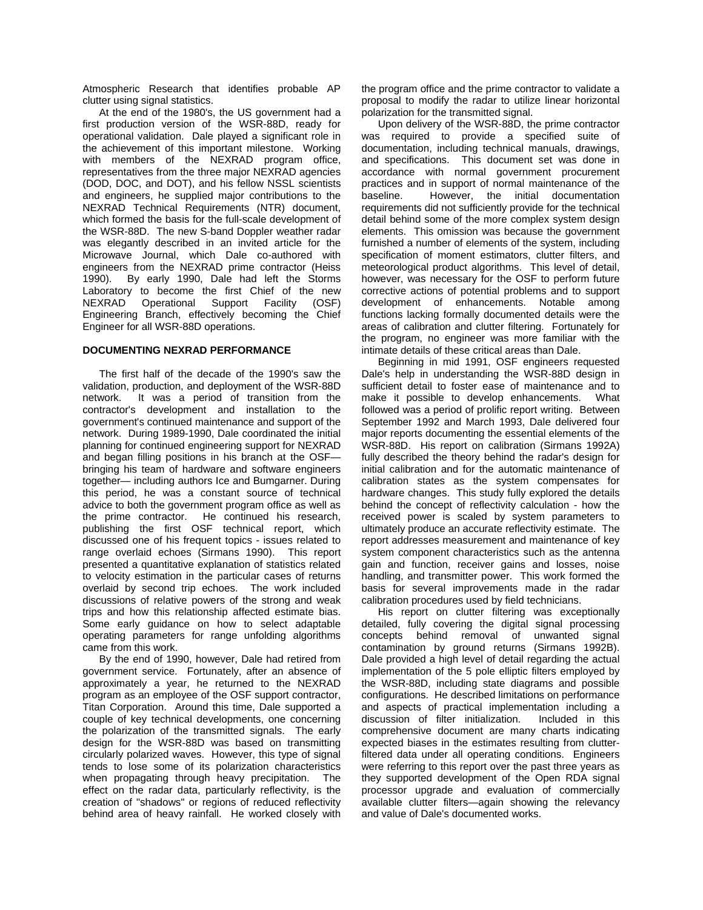Atmospheric Research that identifies probable AP clutter using signal statistics.

At the end of the 1980's, the US government had a first production version of the WSR-88D, ready for operational validation. Dale played a significant role in the achievement of this important milestone. Working with members of the NEXRAD program office, representatives from the three major NEXRAD agencies (DOD, DOC, and DOT), and his fellow NSSL scientists and engineers, he supplied major contributions to the NEXRAD Technical Requirements (NTR) document, which formed the basis for the full-scale development of the WSR-88D. The new S-band Doppler weather radar was elegantly described in an invited article for the Microwave Journal, which Dale co-authored with engineers from the NEXRAD prime contractor (Heiss 1990). By early 1990, Dale had left the Storms Laboratory to become the first Chief of the new NEXRAD Operational Support Facility (OSF) Engineering Branch, effectively becoming the Chief Engineer for all WSR-88D operations.

## DOCUMENTING NEXRAD PERFORMANCE

The first half of the decade of the 1990's saw the validation, production, and deployment of the WSR-88D network. It was a period of transition from the contractor's development and installation to the government's continued maintenance and support of the network. During 1989-1990, Dale coordinated the initial planning for continued engineering support for NEXRAD and began filling positions in his branch at the OSF—bringing his team of hardware and software engineers together— including authors Ice and Bumgarner. During this period, he was a constant source of technical advice to both the government program office as well as the prime contractor. He continued his research, publishing the first OSF technical report, which discussed one of his frequent topics - issues related to range overlaid echoes (Sirmans 1990). This report presented a quantitative explanation of statistics related to velocity estimation in the particular cases of returns overlaid by second trip echoes. The work included discussions of relative powers of the strong and weak trips and how this relationship affected estimate bias. Some early guidance on how to select adaptable operating parameters for range unfolding algorithms came from this work.

By the end of 1990, however, Dale had retired from government service. Fortunately, after an absence of approximately a year, he returned to the NEXRAD program as an employee of the OSF support contractor, Titan Corporation. Around this time, Dale supported a couple of key technical developments, one concerning the polarization of the transmitted signals. The early design for the WSR-88D was based on transmitting circularly polarized waves. However, this type of signal tends to lose some of its polarization characteristics when propagating through heavy precipitation. The effect on the radar data, particularly reflectivity, is the creation of "shadows" or regions of reduced reflectivity behind area of heavy rainfall. He worked closely with the program office and the prime contractor to validate a proposal to modify the radar to utilize linear horizontal polarization for the transmitted signal.

Upon delivery of the WSR-88D, the prime contractor was required to provide a specified suite of documentation, including technical manuals, drawings, and specifications. This document set was done in accordance with normal government procurement practices and in support of normal maintenance of the baseline. However, the initial documentation requirements did not sufficiently provide for the technical detail behind some of the more complex system design elements. This omission was because the government furnished a number of elements of the system, including specification of moment estimators, clutter filters, and meteorological product algorithms. This level of detail, however, was necessary for the OSF to perform future corrective actions of potential problems and to support development of enhancements. Notable among functions lacking formally documented details were the areas of calibration and clutter filtering. Fortunately for the program, no engineer was more familiar with the intimate details of these critical areas than Dale.

Beginning in mid 1991, OSF engineers requested Dale's help in understanding the WSR-88D design in sufficient detail to foster ease of maintenance and to make it possible to develop enhancements. What followed was a period of prolific report writing. Between September 1992 and March 1993, Dale delivered four major reports documenting the essential elements of the WSR-88D. His report on calibration (Sirmans 1992A) fully described the theory behind the radar's design for initial calibration and for the automatic maintenance of calibration states as the system compensates for hardware changes. This study fully explored the details behind the concept of reflectivity calculation - how the received power is scaled by system parameters to ultimately produce an accurate reflectivity estimate. The report addresses measurement and maintenance of key system component characteristics such as the antenna gain and function, receiver gains and losses, noise handling, and transmitter power. This work formed the basis for several improvements made in the radar calibration procedures used by field technicians.

His report on clutter filtering was exceptionally detailed, fully covering the digital signal processing concepts behind removal of unwanted signal contamination by ground returns (Sirmans 1992B). Dale provided a high level of detail regarding the actual implementation of the 5 pole elliptic filters employed by the WSR-88D, including state diagrams and possible configurations. He described limitations on performance and aspects of practical implementation including a discussion of filter initialization. Included in this comprehensive document are many charts indicating expected biases in the estimates resulting from clutter-filtered data under all operating conditions. Engineers were referring to this report over the past three years as they supported development of the Open RDA signal processor upgrade and evaluation of commercially available clutter filters—again showing the relevancy and value of Dale's documented works.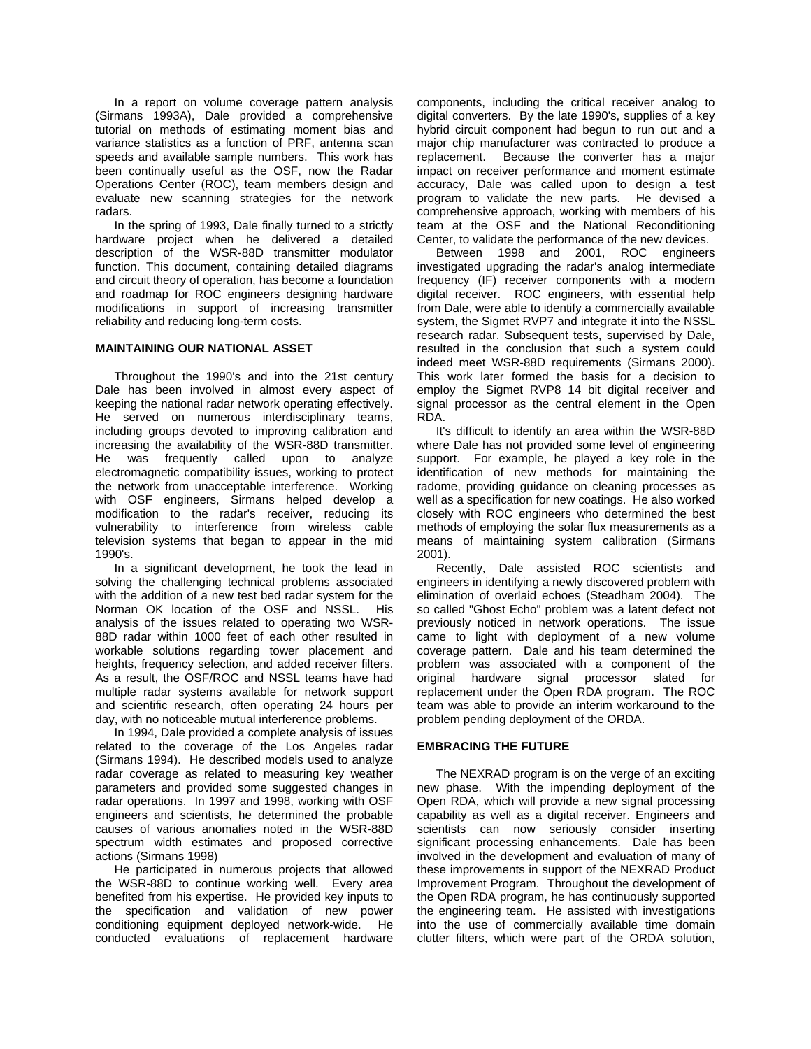In a report on volume coverage pattern analysis (Sirmans 1993A), Dale provided a comprehensive tutorial on methods of estimating moment bias and variance statistics as a function of PRF, antenna scan speeds and available sample numbers. This work has been continually useful as the OSF, now the Radar Operations Center (ROC), team members design and evaluate new scanning strategies for the network radars.

In the spring of 1993, Dale finally turned to a strictly hardware project when he delivered a detailed description of the WSR-88D transmitter modulator function. This document, containing detailed diagrams and circuit theory of operation, has become a foundation and roadmap for ROC engineers designing hardware modifications in support of increasing transmitter reliability and reducing long-term costs.

## MAINTAINING OUR NATIONAL ASSET

Throughout the 1990's and into the 21st century Dale has been involved in almost every aspect of keeping the national radar network operating effectively. He served on numerous interdisciplinary teams, including groups devoted to improving calibration and increasing the availability of the WSR-88D transmitter. He was frequently called upon to analyze electromagnetic compatibility issues, working to protect the network from unacceptable interference. Working with OSF engineers, Sirmans helped develop a modification to the radar's receiver, reducing its vulnerability to interference from wireless cable television systems that began to appear in the mid 1990's.

In a significant development, he took the lead in solving the challenging technical problems associated with the addition of a new test bed radar system for the Norman OK location of the OSF and NSSL. His analysis of the issues related to operating two WSR-88D radar within 1000 feet of each other resulted in workable solutions regarding tower placement and heights, frequency selection, and added receiver filters. As a result, the OSF/ROC and NSSL teams have had multiple radar systems available for network support and scientific research, often operating 24 hours per day, with no noticeable mutual interference problems.

In 1994, Dale provided a complete analysis of issues related to the coverage of the Los Angeles radar (Sirmans 1994). He described models used to analyze radar coverage as related to measuring key weather parameters and provided some suggested changes in radar operations. In 1997 and 1998, working with OSF engineers and scientists, he determined the probable causes of various anomalies noted in the WSR-88D spectrum width estimates and proposed corrective actions (Sirmans 1998)

He participated in numerous projects that allowed the WSR-88D to continue working well. Every area benefited from his expertise. He provided key inputs to the specification and validation of new power conditioning equipment deployed network-wide. He conducted evaluations of replacement hardware components, including the critical receiver analog to digital converters. By the late 1990's, supplies of a key hybrid circuit component had begun to run out and a major chip manufacturer was contracted to produce a replacement. Because the converter has a major impact on receiver performance and moment estimate accuracy, Dale was called upon to design a test program to validate the new parts. He devised a comprehensive approach, working with members of his team at the OSF and the National Reconditioning Center, to validate the performance of the new devices.

Between 1998 and 2001, ROC engineers investigated upgrading the radar's analog intermediate frequency (IF) receiver components with a modern digital receiver. ROC engineers, with essential help from Dale, were able to identify a commercially available system, the Sigmet RVP7 and integrate it into the NSSL research radar. Subsequent tests, supervised by Dale, resulted in the conclusion that such a system could indeed meet WSR-88D requirements (Sirmans 2000). This work later formed the basis for a decision to employ the Sigmet RVP8 14 bit digital receiver and signal processor as the central element in the Open RDA.

It's difficult to identify an area within the WSR-88D where Dale has not provided some level of engineering support. For example, he played a key role in the identification of new methods for maintaining the radome, providing guidance on cleaning processes as well as a specification for new coatings. He also worked closely with ROC engineers who determined the best methods of employing the solar flux measurements as a means of maintaining system calibration (Sirmans 2001).

Recently, Dale assisted ROC scientists and engineers in identifying a newly discovered problem with elimination of overlaid echoes (Steadham 2004). The so called "Ghost Echo" problem was a latent defect not previously noticed in network operations. The issue came to light with deployment of a new volume coverage pattern. Dale and his team determined the problem was associated with a component of the original hardware signal processor slated for replacement under the Open RDA program. The ROC team was able to provide an interim workaround to the problem pending deployment of the ORDA.

## EMBRACING THE FUTURE

The NEXRAD program is on the verge of an exciting new phase. With the impending deployment of the Open RDA, which will provide a new signal processing capability as well as a digital receiver. Engineers and scientists can now seriously consider inserting significant processing enhancements. Dale has been involved in the development and evaluation of many of these improvements in support of the NEXRAD Product Improvement Program. Throughout the development of the Open RDA program, he has continuously supported the engineering team. He assisted with investigations into the use of commercially available time domain clutter filters, which were part of the ORDA solution,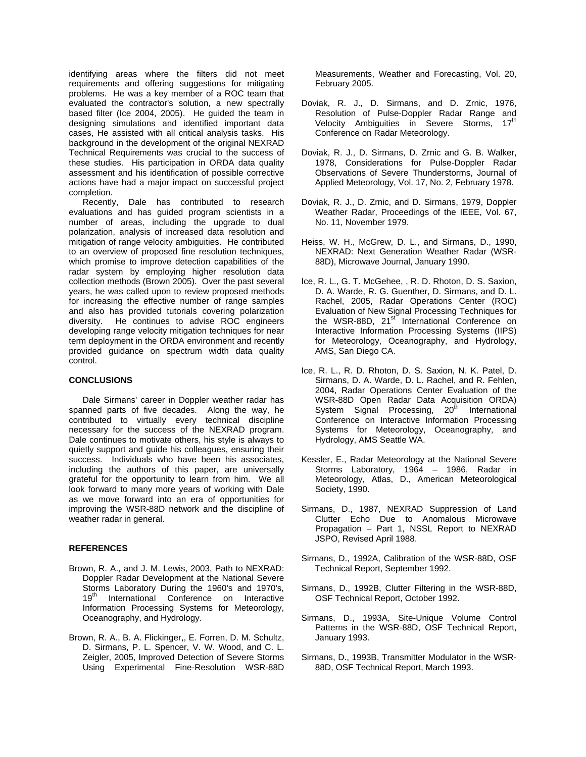identifying areas where the filters did not meet requirements and offering suggestions for mitigating problems. He was a key member of a ROC team that evaluated the contractor's solution, a new spectrally based filter (Ice 2004, 2005). He guided the team in designing simulations and identified important data cases, He assisted with all critical analysis tasks. His background in the development of the original NEXRAD Technical Requirements was crucial to the success of these studies. His participation in ORDA data quality assessment and his identification of possible corrective actions have had a major impact on successful project completion.

Recently, Dale has contributed to research evaluations and has guided program scientists in a number of areas, including the upgrade to dual polarization, analysis of increased data resolution and mitigation of range velocity ambiguities. He contributed to an overview of proposed fine resolution techniques, which promise to improve detection capabilities of the radar system by employing higher resolution data collection methods (Brown 2005). Over the past several years, he was called upon to review proposed methods for increasing the effective number of range samples and also has provided tutorials covering polarization diversity. He continues to advise ROC engineers developing range velocity mitigation techniques for near term deployment in the ORDA environment and recently provided guidance on spectrum width data quality control.

### CONCLUSIONS

Dale Sirmans' career in Doppler weather radar has spanned parts of five decades. Along the way, he contributed to virtually every technical discipline necessary for the success of the NEXRAD program. Dale continues to motivate others, his style is always to quietly support and guide his colleagues, ensuring their success. Individuals who have been his associates, including the authors of this paper, are universally grateful for the opportunity to learn from him. We all look forward to many more years of working with Dale as we move forward into an era of opportunities for improving the WSR-88D network and the discipline of weather radar in general.

### REFERENCES

Brown, R. A., and J. M. Lewis, 2003, Path to NEXRAD: Doppler Radar Development at the National Severe Storms Laboratory During the 1960's and 1970's, 19th International Conference on Interactive Information Processing Systems for Meteorology, Oceanography, and Hydrology.

Brown, R. A., B. A. Flickinger,, E. Forren, D. M. Schultz, D. Sirmans, P. L. Spencer, V. W. Wood, and C. L. Zeigler, 2005, Improved Detection of Severe Storms Using Experimental Fine-Resolution WSR-88D Measurements, Weather and Forecasting, Vol. 20, February 2005.

Doviak, R. J., D. Sirmans, and D. Zrnic, 1976, Resolution of Pulse-Doppler Radar Range and Velocity Ambiguities in Severe Storms, 17th Conference on Radar Meteorology.

Doviak, R. J., D. Sirmans, D. Zrnic and G. B. Walker, 1978, Considerations for Pulse-Doppler Radar Observations of Severe Thunderstorms, Journal of Applied Meteorology, Vol. 17, No. 2, February 1978.

Doviak, R. J., D. Zrnic, and D. Sirmans, 1979, Doppler Weather Radar, Proceedings of the IEEE, Vol. 67, No. 11, November 1979.

Heiss, W. H., McGrew, D. L., and Sirmans, D., 1990, NEXRAD: Next Generation Weather Radar (WSR-88D), Microwave Journal, January 1990.

Ice, R. L., G. T. McGehee, , R. D. Rhoton, D. S. Saxion, D. A. Warde, R. G. Guenther, D. Sirmans, and D. L. Rachel, 2005, Radar Operations Center (ROC) Evaluation of New Signal Processing Techniques for the WSR-88D, 21st International Conference on Interactive Information Processing Systems (IIPS) for Meteorology, Oceanography, and Hydrology, AMS, San Diego CA.

Ice, R. L., R. D. Rhoton, D. S. Saxion, N. K. Patel, D. Sirmans, D. A. Warde, D. L. Rachel, and R. Fehlen, 2004, Radar Operations Center Evaluation of the WSR-88D Open Radar Data Acquisition ORDA) System Signal Processing, 20th International Conference on Interactive Information Processing Systems for Meteorology, Oceanography, and Hydrology, AMS Seattle WA.

Kessler, E., Radar Meteorology at the National Severe Storms Laboratory, 1964 – 1986, Radar in Meteorology, Atlas, D., American Meteorological Society, 1990.

Sirmans, D., 1987, NEXRAD Suppression of Land Clutter Echo Due to Anomalous Microwave Propagation – Part 1, NSSL Report to NEXRAD JSPO, Revised April 1988.

Sirmans, D., 1992A, Calibration of the WSR-88D, OSF Technical Report, September 1992.

Sirmans, D., 1992B, Clutter Filtering in the WSR-88D, OSF Technical Report, October 1992.

Sirmans, D., 1993A, Site-Unique Volume Control Patterns in the WSR-88D, OSF Technical Report, January 1993.

Sirmans, D., 1993B, Transmitter Modulator in the WSR-88D, OSF Technical Report, March 1993.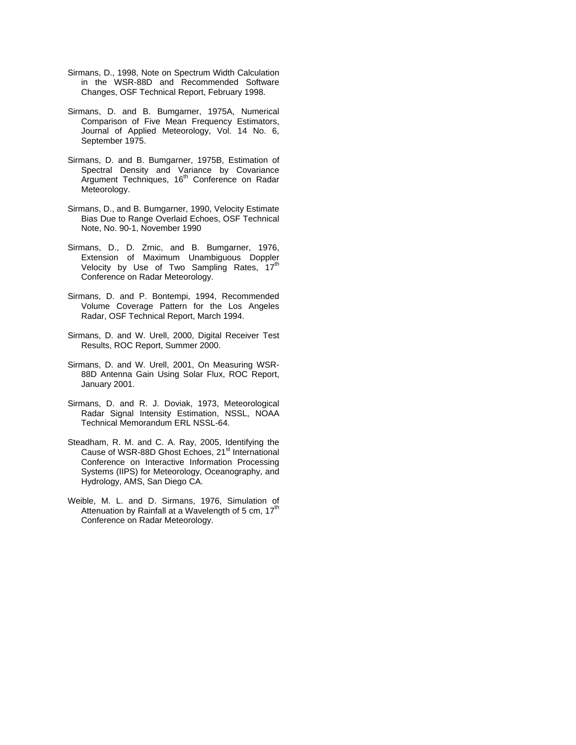Sirmans, D., 1998, Note on Spectrum Width Calculation in the WSR-88D and Recommended Software Changes, OSF Technical Report, February 1998.

Sirmans, D. and B. Bumgarner, 1975A, Numerical Comparison of Five Mean Frequency Estimators, Journal of Applied Meteorology, Vol. 14 No. 6, September 1975.

Sirmans, D. and B. Bumgarner, 1975B, Estimation of Spectral Density and Variance by Covariance Argument Techniques, 16th Conference on Radar Meteorology.

Sirmans, D., and B. Bumgarner, 1990, Velocity Estimate Bias Due to Range Overlaid Echoes, OSF Technical Note, No. 90-1, November 1990

Sirmans, D., D. Zrnic, and B. Bumgarner, 1976, Extension of Maximum Unambiguous Doppler Velocity by Use of Two Sampling Rates, 17th Conference on Radar Meteorology.

Sirmans, D. and P. Bontempi, 1994, Recommended Volume Coverage Pattern for the Los Angeles Radar, OSF Technical Report, March 1994.

Sirmans, D. and W. Urell, 2000, Digital Receiver Test Results, ROC Report, Summer 2000.

Sirmans, D. and W. Urell, 2001, On Measuring WSR-88D Antenna Gain Using Solar Flux, ROC Report, January 2001.

Sirmans, D. and R. J. Doviak, 1973, Meteorological Radar Signal Intensity Estimation, NSSL, NOAA Technical Memorandum ERL NSSL-64.

Steadham, R. M. and C. A. Ray, 2005, Identifying the Cause of WSR-88D Ghost Echoes, 21st International Conference on Interactive Information Processing Systems (IIPS) for Meteorology, Oceanography, and Hydrology, AMS, San Diego CA.

Weible, M. L. and D. Sirmans, 1976, Simulation of Attenuation by Rainfall at a Wavelength of 5 cm, 17th Conference on Radar Meteorology.